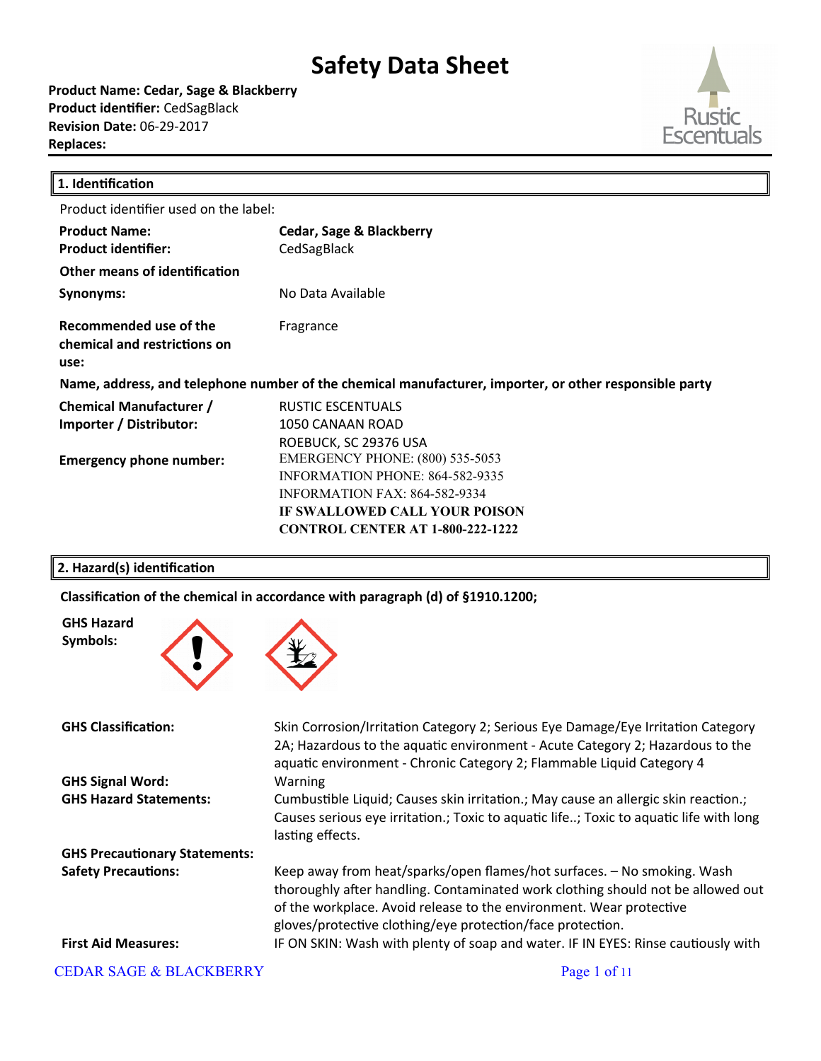# Safety Data Sheet

**Product Name: Cedar, Sage & Blackberry**
**Product identifier:** CedSagBlack
**Revision Date:** 06-29-2017
**Replaces:**

## 1. Identification

Product identifier used on the label:

| | |
|---|---|
| **Product Name:** | **Cedar, Sage & Blackberry** |
| **Product identifier:** | CedSagBlack |
| **Other means of identification** | |
| **Synonyms:** | No Data Available |
| **Recommended use of the chemical and restrictions on use:** | Fragrance |

**Name, address, and telephone number of the chemical manufacturer, importer, or other responsible party**

| | |
|---|---|
| **Chemical Manufacturer / Importer / Distributor:** | RUSTIC ESCENTUALS<br>1050 CANAAN ROAD<br>ROEBUCK, SC 29376 USA |
| **Emergency phone number:** | EMERGENCY PHONE: (800) 535-5053<br>INFORMATION PHONE: 864-582-9335<br>INFORMATION FAX: 864-582-9334<br>**IF SWALLOWED CALL YOUR POISON CONTROL CENTER AT 1-800-222-1222** |

## 2. Hazard(s) identification

**Classification of the chemical in accordance with paragraph (d) of §1910.1200;**

**GHS Hazard Symbols:**

| | |
|---|---|
| **GHS Classification:** | Skin Corrosion/Irritation Category 2; Serious Eye Damage/Eye Irritation Category 2A; Hazardous to the aquatic environment - Acute Category 2; Hazardous to the aquatic environment - Chronic Category 2; Flammable Liquid Category 4 |
| **GHS Signal Word:** | Warning |
| **GHS Hazard Statements:** | Cumbustible Liquid; Causes skin irritation.; May cause an allergic skin reaction.; Causes serious eye irritation.; Toxic to aquatic life..; Toxic to aquatic life with long lasting effects. |
| **GHS Precautionary Statements:** | |
| **Safety Precautions:** | Keep away from heat/sparks/open flames/hot surfaces. – No smoking. Wash thoroughly after handling. Contaminated work clothing should not be allowed out of the workplace. Avoid release to the environment. Wear protective gloves/protective clothing/eye protection/face protection. |
| **First Aid Measures:** | IF ON SKIN: Wash with plenty of soap and water. IF IN EYES: Rinse cautiously with |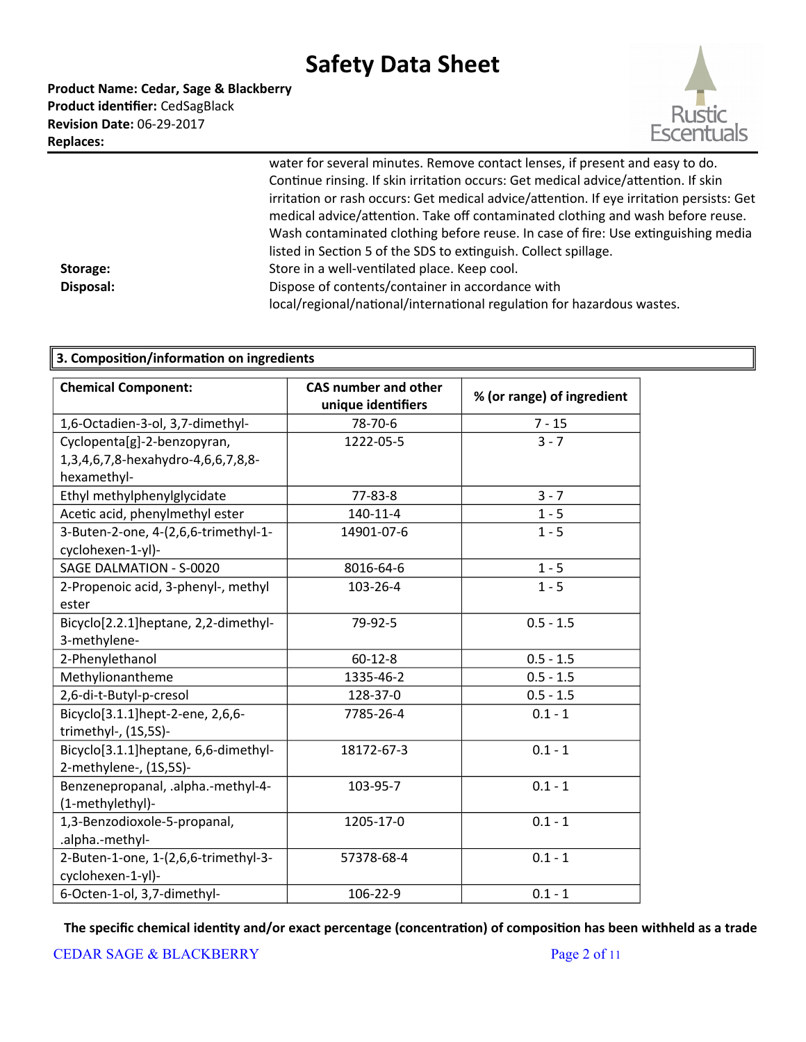water for several minutes. Remove contact lenses, if present and easy to do. Continue rinsing. If skin irritation occurs: Get medical advice/attention. If skin irritation or rash occurs: Get medical advice/attention. If eye irritation persists: Get medical advice/attention. Take off contaminated clothing and wash before reuse. Wash contaminated clothing before reuse. In case of fire: Use extinguishing media listed in Section 5 of the SDS to extinguish. Collect spillage.

**Storage:** Store in a well-ventilated place. Keep cool.

**Disposal:** Dispose of contents/container in accordance with local/regional/national/international regulation for hazardous wastes.

## 3. Composition/information on ingredients

| Chemical Component: | CAS number and other unique identifiers | % (or range) of ingredient |
|---|---|---|
| 1,6-Octadien-3-ol, 3,7-dimethyl- | 78-70-6 | 7 - 15 |
| Cyclopenta[g]-2-benzopyran, 1,3,4,6,7,8-hexahydro-4,6,6,7,8,8-hexamethyl- | 1222-05-5 | 3 - 7 |
| Ethyl methylphenylglycidate | 77-83-8 | 3 - 7 |
| Acetic acid, phenylmethyl ester | 140-11-4 | 1 - 5 |
| 3-Buten-2-one, 4-(2,6,6-trimethyl-1-cyclohexen-1-yl)- | 14901-07-6 | 1 - 5 |
| SAGE DALMATION - S-0020 | 8016-64-6 | 1 - 5 |
| 2-Propenoic acid, 3-phenyl-, methyl ester | 103-26-4 | 1 - 5 |
| Bicyclo[2.2.1]heptane, 2,2-dimethyl-3-methylene- | 79-92-5 | 0.5 - 1.5 |
| 2-Phenylethanol | 60-12-8 | 0.5 - 1.5 |
| Methylionantheme | 1335-46-2 | 0.5 - 1.5 |
| 2,6-di-t-Butyl-p-cresol | 128-37-0 | 0.5 - 1.5 |
| Bicyclo[3.1.1]hept-2-ene, 2,6,6-trimethyl-, (1S,5S)- | 7785-26-4 | 0.1 - 1 |
| Bicyclo[3.1.1]heptane, 6,6-dimethyl-2-methylene-, (1S,5S)- | 18172-67-3 | 0.1 - 1 |
| Benzenepropanal, .alpha.-methyl-4-(1-methylethyl)- | 103-95-7 | 0.1 - 1 |
| 1,3-Benzodioxole-5-propanal, .alpha.-methyl- | 1205-17-0 | 0.1 - 1 |
| 2-Buten-1-one, 1-(2,6,6-trimethyl-3-cyclohexen-1-yl)- | 57378-68-4 | 0.1 - 1 |
| 6-Octen-1-ol, 3,7-dimethyl- | 106-22-9 | 0.1 - 1 |

**The specific chemical identity and/or exact percentage (concentration) of composition has been withheld as a trade**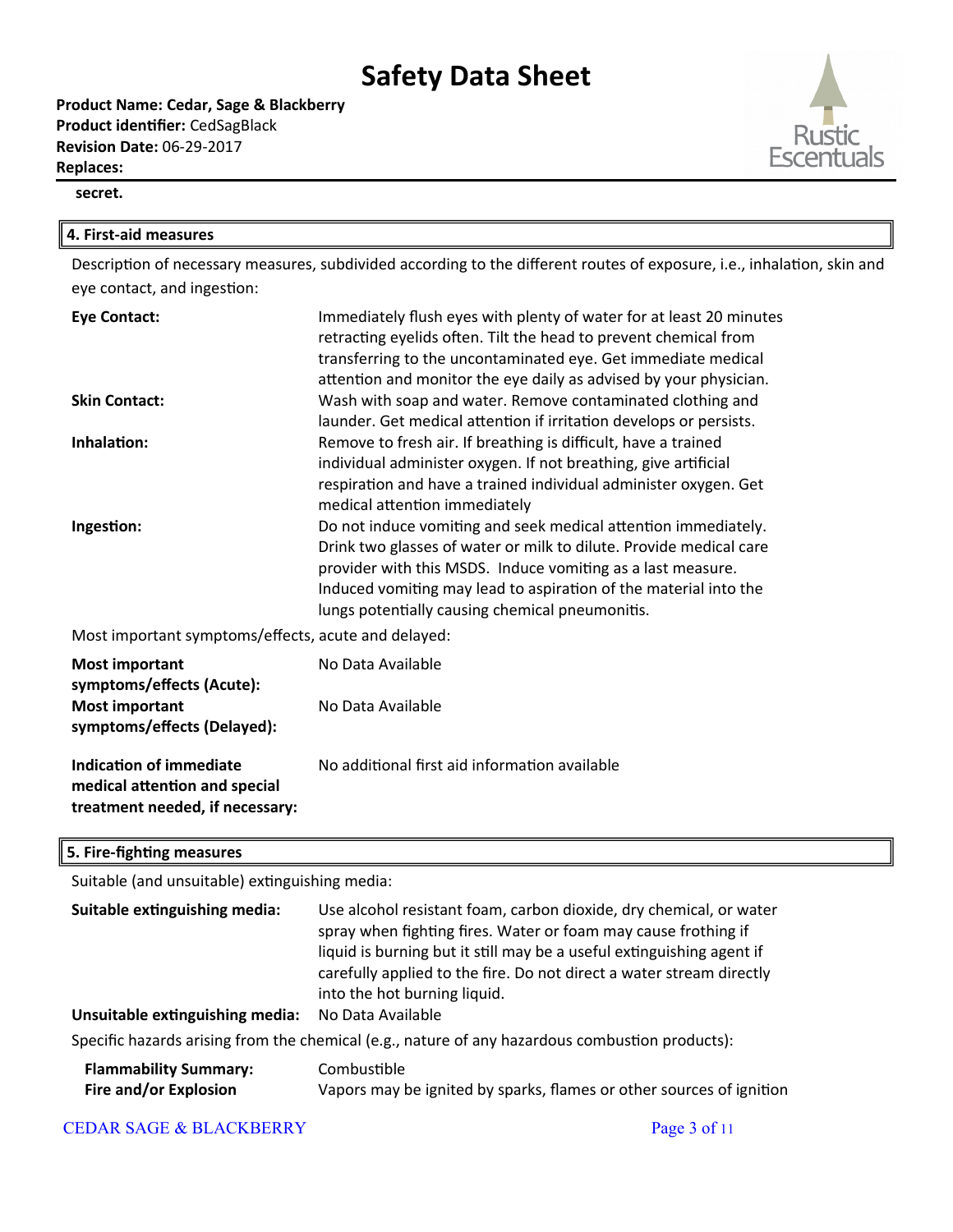secret.

## 4. First-aid measures

Description of necessary measures, subdivided according to the different routes of exposure, i.e., inhalation, skin and eye contact, and ingestion:

**Eye Contact:** Immediately flush eyes with plenty of water for at least 20 minutes retracting eyelids often. Tilt the head to prevent chemical from transferring to the uncontaminated eye. Get immediate medical attention and monitor the eye daily as advised by your physician.

**Skin Contact:** Wash with soap and water. Remove contaminated clothing and launder. Get medical attention if irritation develops or persists.

**Inhalation:** Remove to fresh air. If breathing is difficult, have a trained individual administer oxygen. If not breathing, give artificial respiration and have a trained individual administer oxygen. Get medical attention immediately

**Ingestion:** Do not induce vomiting and seek medical attention immediately. Drink two glasses of water or milk to dilute. Provide medical care provider with this MSDS. Induce vomiting as a last measure. Induced vomiting may lead to aspiration of the material into the lungs potentially causing chemical pneumonitis.

Most important symptoms/effects, acute and delayed:

**Most important symptoms/effects (Acute):** No Data Available

**Most important symptoms/effects (Delayed):** No Data Available

**Indication of immediate medical attention and special treatment needed, if necessary:** No additional first aid information available

## 5. Fire-fighting measures

Suitable (and unsuitable) extinguishing media:

**Suitable extinguishing media:** Use alcohol resistant foam, carbon dioxide, dry chemical, or water spray when fighting fires. Water or foam may cause frothing if liquid is burning but it still may be a useful extinguishing agent if carefully applied to the fire. Do not direct a water stream directly into the hot burning liquid.

**Unsuitable extinguishing media:** No Data Available

Specific hazards arising from the chemical (e.g., nature of any hazardous combustion products):

**Flammability Summary:** Combustible

**Fire and/or Explosion** Vapors may be ignited by sparks, flames or other sources of ignition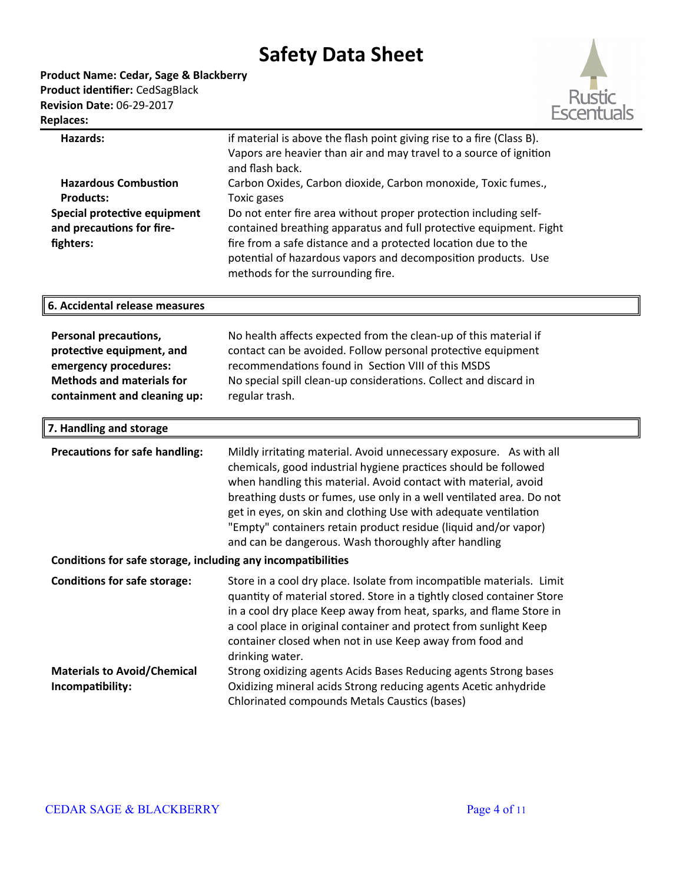| | |
|---|---|
| **Hazards:** | if material is above the flash point giving rise to a fire (Class B). Vapors are heavier than air and may travel to a source of ignition and flash back. |
| **Hazardous Combustion Products:** | Carbon Oxides, Carbon dioxide, Carbon monoxide, Toxic fumes., Toxic gases |
| **Special protective equipment and precautions for fire-fighters:** | Do not enter fire area without proper protection including self-contained breathing apparatus and full protective equipment. Fight fire from a safe distance and a protected location due to the potential of hazardous vapors and decomposition products. Use methods for the surrounding fire. |

## 6. Accidental release measures

| | |
|---|---|
| **Personal precautions, protective equipment, and emergency procedures:** | No health affects expected from the clean-up of this material if contact can be avoided. Follow personal protective equipment recommendations found in Section VIII of this MSDS |
| **Methods and materials for containment and cleaning up:** | No special spill clean-up considerations. Collect and discard in regular trash. |

## 7. Handling and storage

| | |
|---|---|
| **Precautions for safe handling:** | Mildly irritating material. Avoid unnecessary exposure. As with all chemicals, good industrial hygiene practices should be followed when handling this material. Avoid contact with material, avoid breathing dusts or fumes, use only in a well ventilated area. Do not get in eyes, on skin and clothing Use with adequate ventilation "Empty" containers retain product residue (liquid and/or vapor) and can be dangerous. Wash thoroughly after handling |

**Conditions for safe storage, including any incompatibilities**

| | |
|---|---|
| **Conditions for safe storage:** | Store in a cool dry place. Isolate from incompatible materials. Limit quantity of material stored. Store in a tightly closed container Store in a cool dry place Keep away from heat, sparks, and flame Store in a cool place in original container and protect from sunlight Keep container closed when not in use Keep away from food and drinking water. |
| **Materials to Avoid/Chemical Incompatibility:** | Strong oxidizing agents Acids Bases Reducing agents Strong bases Oxidizing mineral acids Strong reducing agents Acetic anhydride Chlorinated compounds Metals Caustics (bases) |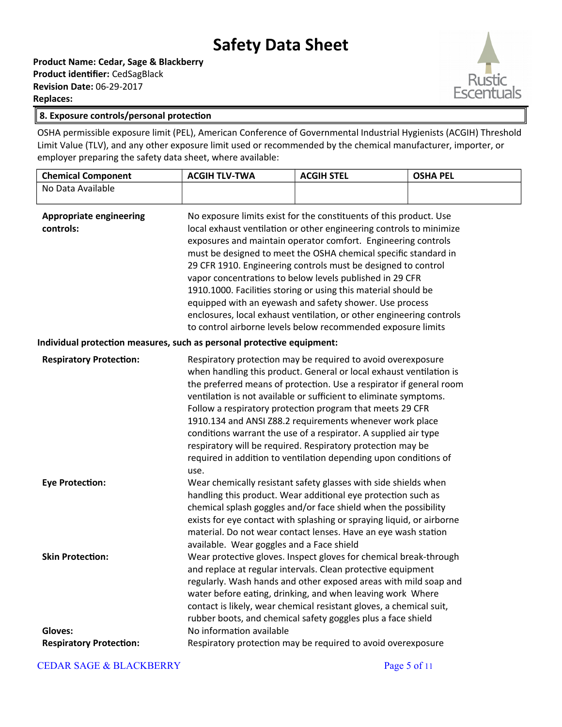# Safety Data Sheet

**Product Name: Cedar, Sage & Blackberry**
**Product identifier:** CedSagBlack
**Revision Date:** 06-29-2017
**Replaces:**

## 8. Exposure controls/personal protection

OSHA permissible exposure limit (PEL), American Conference of Governmental Industrial Hygienists (ACGIH) Threshold Limit Value (TLV), and any other exposure limit used or recommended by the chemical manufacturer, importer, or employer preparing the safety data sheet, where available:

| Chemical Component | ACGIH TLV-TWA | ACGIH STEL | OSHA PEL |
|---|---|---|---|
| No Data Available | | | |

**Appropriate engineering controls:** No exposure limits exist for the constituents of this product. Use local exhaust ventilation or other engineering controls to minimize exposures and maintain operator comfort. Engineering controls must be designed to meet the OSHA chemical specific standard in 29 CFR 1910. Engineering controls must be designed to control vapor concentrations to below levels published in 29 CFR 1910.1000. Facilities storing or using this material should be equipped with an eyewash and safety shower. Use process enclosures, local exhaust ventilation, or other engineering controls to control airborne levels below recommended exposure limits

**Individual protection measures, such as personal protective equipment:**

**Respiratory Protection:** Respiratory protection may be required to avoid overexposure when handling this product. General or local exhaust ventilation is the preferred means of protection. Use a respirator if general room ventilation is not available or sufficient to eliminate symptoms. Follow a respiratory protection program that meets 29 CFR 1910.134 and ANSI Z88.2 requirements whenever work place conditions warrant the use of a respirator. A supplied air type respiratory will be required. Respiratory protection may be required in addition to ventilation depending upon conditions of use.

**Eye Protection:** Wear chemically resistant safety glasses with side shields when handling this product. Wear additional eye protection such as chemical splash goggles and/or face shield when the possibility exists for eye contact with splashing or spraying liquid, or airborne material. Do not wear contact lenses. Have an eye wash station available. Wear goggles and a Face shield

**Skin Protection:** Wear protective gloves. Inspect gloves for chemical break-through and replace at regular intervals. Clean protective equipment regularly. Wash hands and other exposed areas with mild soap and water before eating, drinking, and when leaving work Where contact is likely, wear chemical resistant gloves, a chemical suit, rubber boots, and chemical safety goggles plus a face shield

**Gloves:** No information available

**Respiratory Protection:** Respiratory protection may be required to avoid overexposure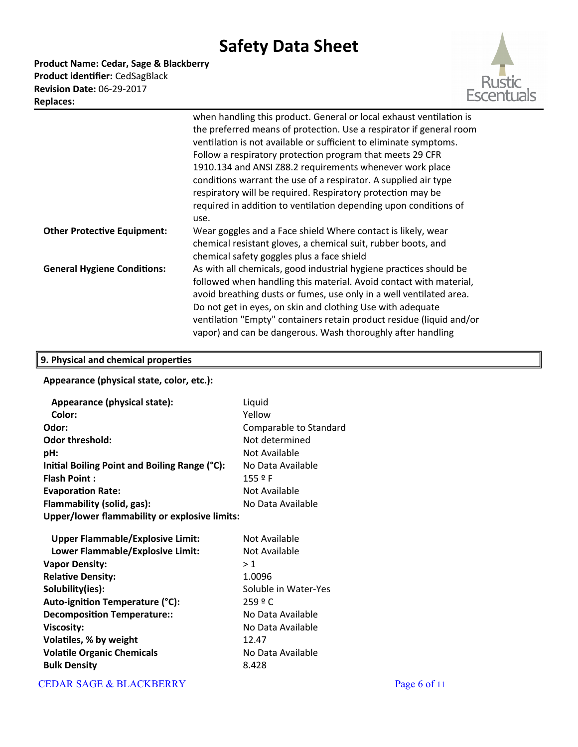| | |
|---|---|
| | when handling this product. General or local exhaust ventilation is the preferred means of protection. Use a respirator if general room ventilation is not available or sufficient to eliminate symptoms. Follow a respiratory protection program that meets 29 CFR 1910.134 and ANSI Z88.2 requirements whenever work place conditions warrant the use of a respirator. A supplied air type respiratory will be required. Respiratory protection may be required in addition to ventilation depending upon conditions of use. |
| **Other Protective Equipment:** | Wear goggles and a Face shield Where contact is likely, wear chemical resistant gloves, a chemical suit, rubber boots, and chemical safety goggles plus a face shield |
| **General Hygiene Conditions:** | As with all chemicals, good industrial hygiene practices should be followed when handling this material. Avoid contact with material, avoid breathing dusts or fumes, use only in a well ventilated area. Do not get in eyes, on skin and clothing Use with adequate ventilation "Empty" containers retain product residue (liquid and/or vapor) and can be dangerous. Wash thoroughly after handling |

## 9. Physical and chemical properties

**Appearance (physical state, color, etc.):**

| | |
|---|---|
| **Appearance (physical state):** | Liquid |
| **Color:** | Yellow |
| **Odor:** | Comparable to Standard |
| **Odor threshold:** | Not determined |
| **pH:** | Not Available |
| **Initial Boiling Point and Boiling Range (°C):** | No Data Available |
| **Flash Point :** | 155 º F |
| **Evaporation Rate:** | Not Available |
| **Flammability (solid, gas):** | No Data Available |
| **Upper/lower flammability or explosive limits:** | |
| **Upper Flammable/Explosive Limit:** | Not Available |
| **Lower Flammable/Explosive Limit:** | Not Available |
| **Vapor Density:** | > 1 |
| **Relative Density:** | 1.0096 |
| **Solubility(ies):** | Soluble in Water-Yes |
| **Auto-ignition Temperature (°C):** | 259 º C |
| **Decomposition Temperature::** | No Data Available |
| **Viscosity:** | No Data Available |
| **Volatiles, % by weight** | 12.47 |
| **Volatile Organic Chemicals** | No Data Available |
| **Bulk Density** | 8.428 |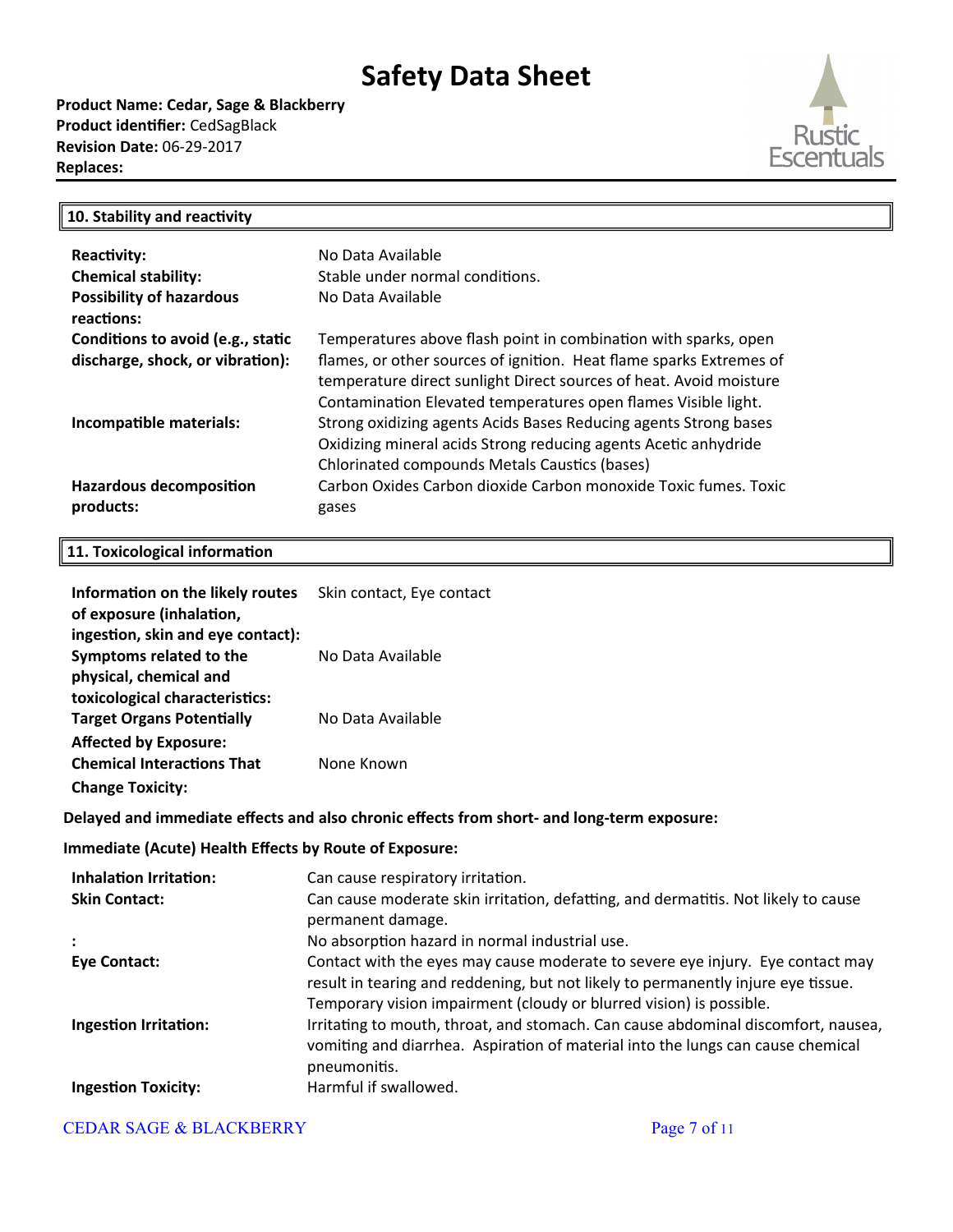# Safety Data Sheet

**Product Name: Cedar, Sage & Blackberry**
**Product identifier:** CedSagBlack
**Revision Date:** 06-29-2017
**Replaces:**

## 10. Stability and reactivity

| | |
|---|---|
| **Reactivity:** | No Data Available |
| **Chemical stability:** | Stable under normal conditions. |
| **Possibility of hazardous reactions:** | No Data Available |
| **Conditions to avoid (e.g., static discharge, shock, or vibration):** | Temperatures above flash point in combination with sparks, open flames, or other sources of ignition. Heat flame sparks Extremes of temperature direct sunlight Direct sources of heat. Avoid moisture Contamination Elevated temperatures open flames Visible light. |
| **Incompatible materials:** | Strong oxidizing agents Acids Bases Reducing agents Strong bases Oxidizing mineral acids Strong reducing agents Acetic anhydride Chlorinated compounds Metals Caustics (bases) |
| **Hazardous decomposition products:** | Carbon Oxides Carbon dioxide Carbon monoxide Toxic fumes. Toxic gases |

## 11. Toxicological information

| | |
|---|---|
| **Information on the likely routes of exposure (inhalation, ingestion, skin and eye contact):** | Skin contact, Eye contact |
| **Symptoms related to the physical, chemical and toxicological characteristics:** | No Data Available |
| **Target Organs Potentially Affected by Exposure:** | No Data Available |
| **Chemical Interactions That Change Toxicity:** | None Known |

**Delayed and immediate effects and also chronic effects from short- and long-term exposure:**

**Immediate (Acute) Health Effects by Route of Exposure:**

| | |
|---|---|
| **Inhalation Irritation:** | Can cause respiratory irritation. |
| **Skin Contact:** | Can cause moderate skin irritation, defatting, and dermatitis. Not likely to cause permanent damage. |
| **:** | No absorption hazard in normal industrial use. |
| **Eye Contact:** | Contact with the eyes may cause moderate to severe eye injury. Eye contact may result in tearing and reddening, but not likely to permanently injure eye tissue. Temporary vision impairment (cloudy or blurred vision) is possible. |
| **Ingestion Irritation:** | Irritating to mouth, throat, and stomach. Can cause abdominal discomfort, nausea, vomiting and diarrhea. Aspiration of material into the lungs can cause chemical pneumonitis. |
| **Ingestion Toxicity:** | Harmful if swallowed. |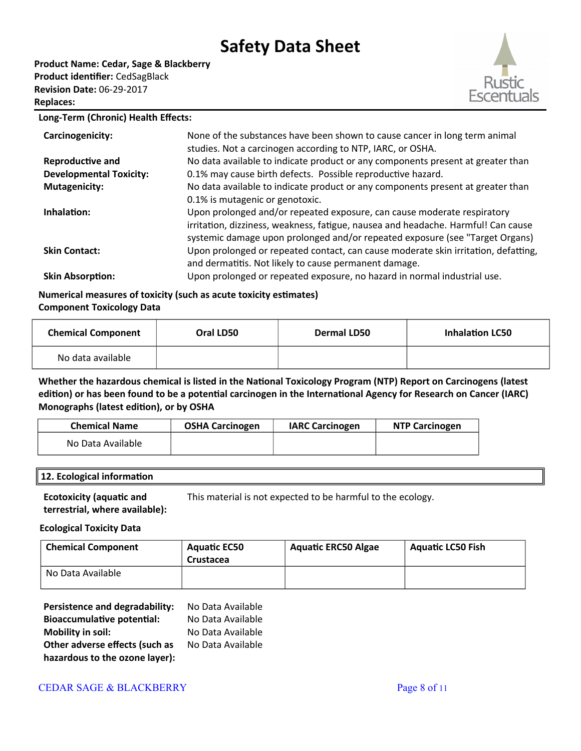**Long-Term (Chronic) Health Effects:**

**Carcinogenicity:** None of the substances have been shown to cause cancer in long term animal studies. Not a carcinogen according to NTP, IARC, or OSHA.

**Reproductive and Developmental Toxicity:** No data available to indicate product or any components present at greater than 0.1% may cause birth defects. Possible reproductive hazard.

**Mutagenicity:** No data available to indicate product or any components present at greater than 0.1% is mutagenic or genotoxic.

**Inhalation:** Upon prolonged and/or repeated exposure, can cause moderate respiratory irritation, dizziness, weakness, fatigue, nausea and headache. Harmful! Can cause systemic damage upon prolonged and/or repeated exposure (see "Target Organs)

**Skin Contact:** Upon prolonged or repeated contact, can cause moderate skin irritation, defatting, and dermatitis. Not likely to cause permanent damage.

**Skin Absorption:** Upon prolonged or repeated exposure, no hazard in normal industrial use.

**Numerical measures of toxicity (such as acute toxicity estimates)**
**Component Toxicology Data**

| Chemical Component | Oral LD50 | Dermal LD50 | Inhalation LC50 |
|---|---|---|---|
| No data available | | | |

**Whether the hazardous chemical is listed in the National Toxicology Program (NTP) Report on Carcinogens (latest edition) or has been found to be a potential carcinogen in the International Agency for Research on Cancer (IARC) Monographs (latest edition), or by OSHA**

| Chemical Name | OSHA Carcinogen | IARC Carcinogen | NTP Carcinogen |
|---|---|---|---|
| No Data Available | | | |

## 12. Ecological information

**Ecotoxicity (aquatic and terrestrial, where available):** This material is not expected to be harmful to the ecology.

**Ecological Toxicity Data**

| Chemical Component | Aquatic EC50 Crustacea | Aquatic ERC50 Algae | Aquatic LC50 Fish |
|---|---|---|---|
| No Data Available | | | |

**Persistence and degradability:** No Data Available
**Bioaccumulative potential:** No Data Available
**Mobility in soil:** No Data Available
**Other adverse effects (such as hazardous to the ozone layer):** No Data Available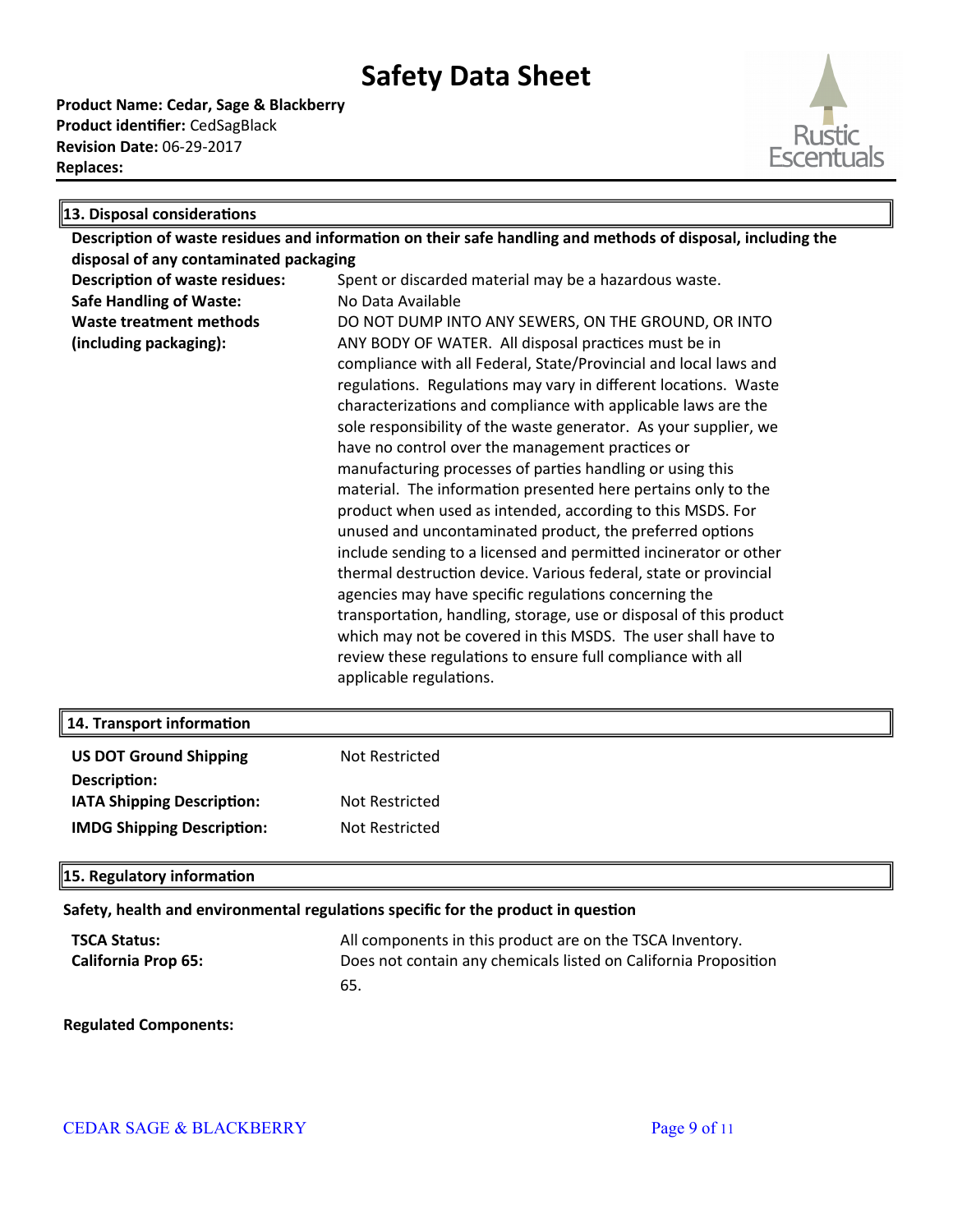# Safety Data Sheet

**Product Name: Cedar, Sage & Blackberry**
**Product identifier:** CedSagBlack
**Revision Date:** 06-29-2017
**Replaces:**

## 13. Disposal considerations

**Description of waste residues and information on their safe handling and methods of disposal, including the disposal of any contaminated packaging**

| | |
|---|---|
| **Description of waste residues:** | Spent or discarded material may be a hazardous waste. |
| **Safe Handling of Waste:** | No Data Available |
| **Waste treatment methods (including packaging):** | DO NOT DUMP INTO ANY SEWERS, ON THE GROUND, OR INTO ANY BODY OF WATER. All disposal practices must be in compliance with all Federal, State/Provincial and local laws and regulations. Regulations may vary in different locations. Waste characterizations and compliance with applicable laws are the sole responsibility of the waste generator. As your supplier, we have no control over the management practices or manufacturing processes of parties handling or using this material. The information presented here pertains only to the product when used as intended, according to this MSDS. For unused and uncontaminated product, the preferred options include sending to a licensed and permitted incinerator or other thermal destruction device. Various federal, state or provincial agencies may have specific regulations concerning the transportation, handling, storage, use or disposal of this product which may not be covered in this MSDS. The user shall have to review these regulations to ensure full compliance with all applicable regulations. |

## 14. Transport information

| | |
|---|---|
| **US DOT Ground Shipping Description:** | Not Restricted |
| **IATA Shipping Description:** | Not Restricted |
| **IMDG Shipping Description:** | Not Restricted |

## 15. Regulatory information

**Safety, health and environmental regulations specific for the product in question**

| | |
|---|---|
| **TSCA Status:** | All components in this product are on the TSCA Inventory. |
| **California Prop 65:** | Does not contain any chemicals listed on California Proposition 65. |

**Regulated Components:**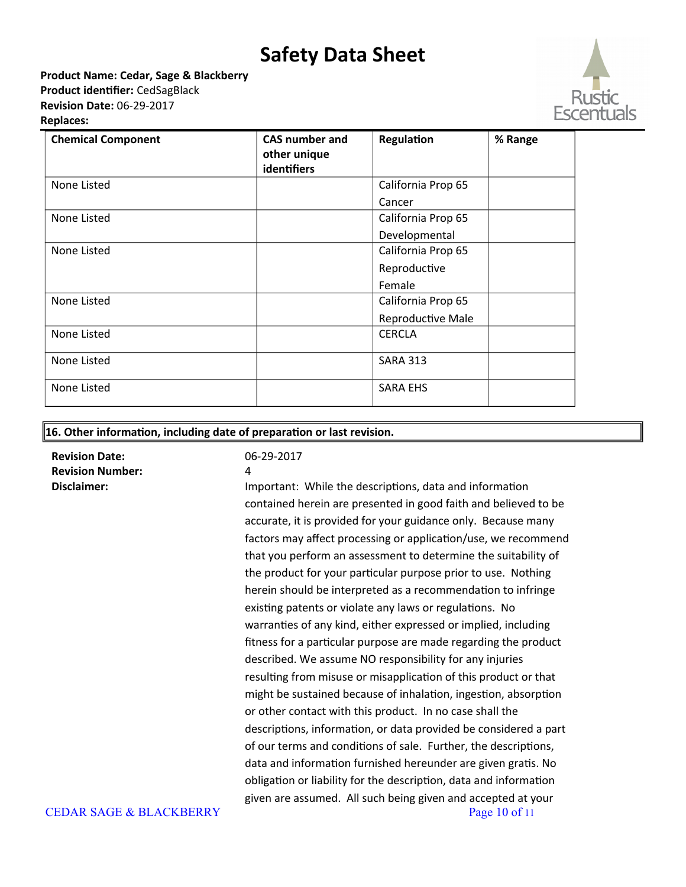| Chemical Component | CAS number and other unique identifiers | Regulation | % Range |
|---|---|---|---|
| None Listed | | California Prop 65 Cancer | |
| None Listed | | California Prop 65 Developmental | |
| None Listed | | California Prop 65 Reproductive Female | |
| None Listed | | California Prop 65 Reproductive Male | |
| None Listed | | CERCLA | |
| None Listed | | SARA 313 | |
| None Listed | | SARA EHS | |

## 16. Other information, including date of preparation or last revision.

**Revision Date:** 06-29-2017

**Revision Number:** 4

**Disclaimer:** Important: While the descriptions, data and information contained herein are presented in good faith and believed to be accurate, it is provided for your guidance only. Because many factors may affect processing or application/use, we recommend that you perform an assessment to determine the suitability of the product for your particular purpose prior to use. Nothing herein should be interpreted as a recommendation to infringe existing patents or violate any laws or regulations. No warranties of any kind, either expressed or implied, including fitness for a particular purpose are made regarding the product described. We assume NO responsibility for any injuries resulting from misuse or misapplication of this product or that might be sustained because of inhalation, ingestion, absorption or other contact with this product. In no case shall the descriptions, information, or data provided be considered a part of our terms and conditions of sale. Further, the descriptions, data and information furnished hereunder are given gratis. No obligation or liability for the description, data and information given are assumed. All such being given and accepted at your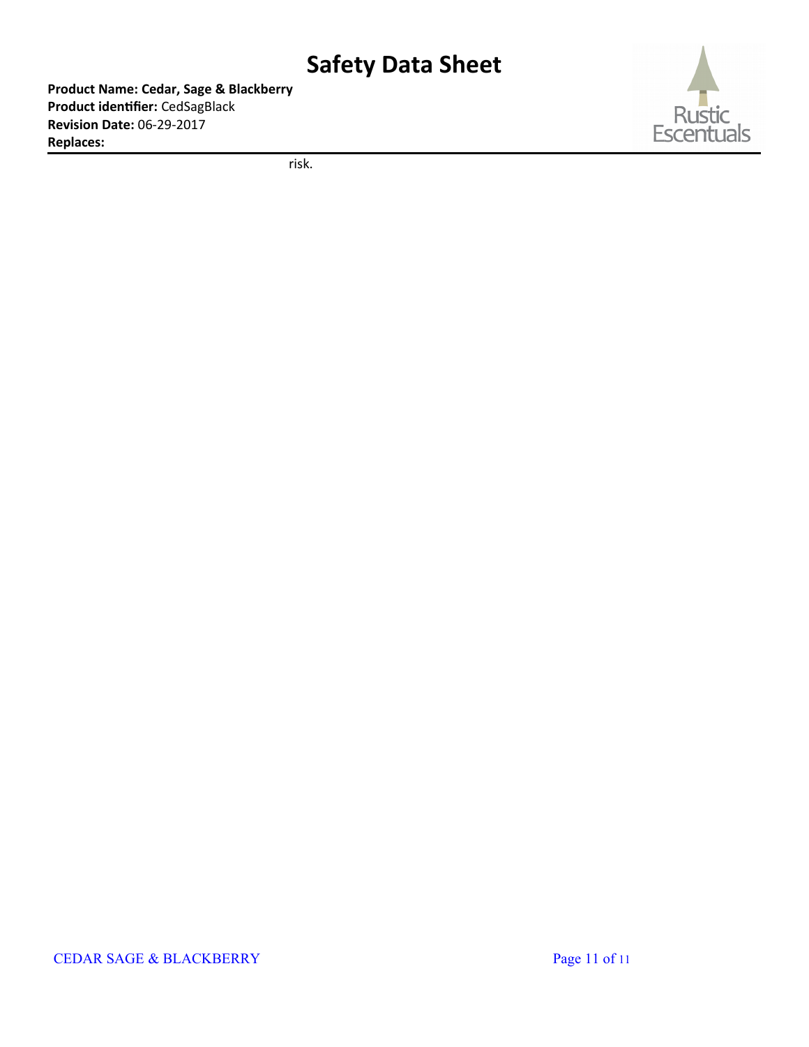risk.